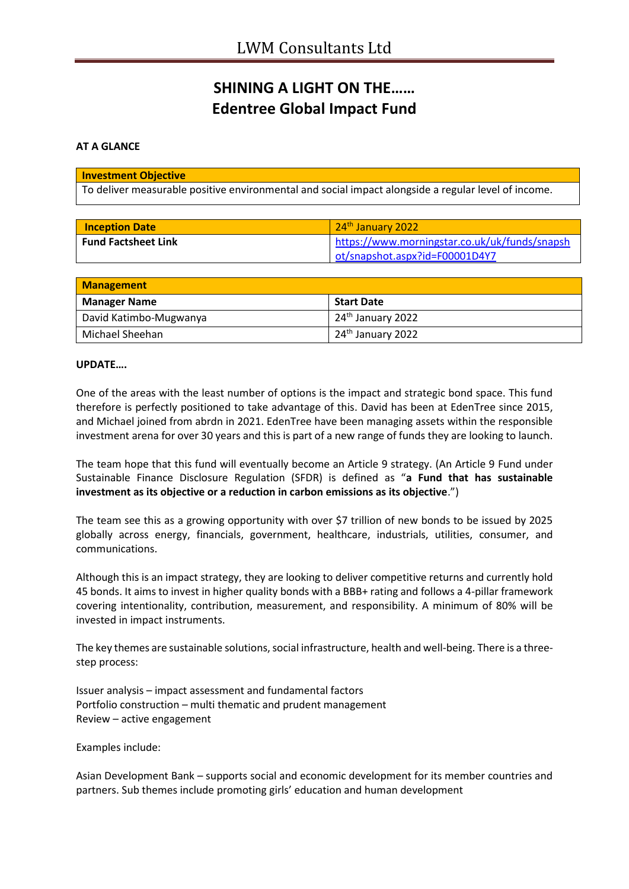# SHINING A LIGHT ON THE……
# Edentree Global Impact Fund

**AT A GLANCE**

| Investment Objective |
|---|
| To deliver measurable positive environmental and social impact alongside a regular level of income. |

| Inception Date | 24th January 2022 |
|---|---|
| **Fund Factsheet Link** | https://www.morningstar.co.uk/uk/funds/snapshot/snapshot.aspx?id=F00001D4Y7 |

| Management | |
|---|---|
| **Manager Name** | **Start Date** |
| David Katimbo-Mugwanya | 24th January 2022 |
| Michael Sheehan | 24th January 2022 |

**UPDATE….**

One of the areas with the least number of options is the impact and strategic bond space. This fund therefore is perfectly positioned to take advantage of this. David has been at EdenTree since 2015, and Michael joined from abrdn in 2021. EdenTree have been managing assets within the responsible investment arena for over 30 years and this is part of a new range of funds they are looking to launch.

The team hope that this fund will eventually become an Article 9 strategy. (An Article 9 Fund under Sustainable Finance Disclosure Regulation (SFDR) is defined as "**a Fund that has sustainable investment as its objective or a reduction in carbon emissions as its objective**.")

The team see this as a growing opportunity with over $7 trillion of new bonds to be issued by 2025 globally across energy, financials, government, healthcare, industrials, utilities, consumer, and communications.

Although this is an impact strategy, they are looking to deliver competitive returns and currently hold 45 bonds. It aims to invest in higher quality bonds with a BBB+ rating and follows a 4-pillar framework covering intentionality, contribution, measurement, and responsibility. A minimum of 80% will be invested in impact instruments.

The key themes are sustainable solutions, social infrastructure, health and well-being. There is a three-step process:

Issuer analysis – impact assessment and fundamental factors
Portfolio construction – multi thematic and prudent management
Review – active engagement

Examples include:

Asian Development Bank – supports social and economic development for its member countries and partners. Sub themes include promoting girls' education and human development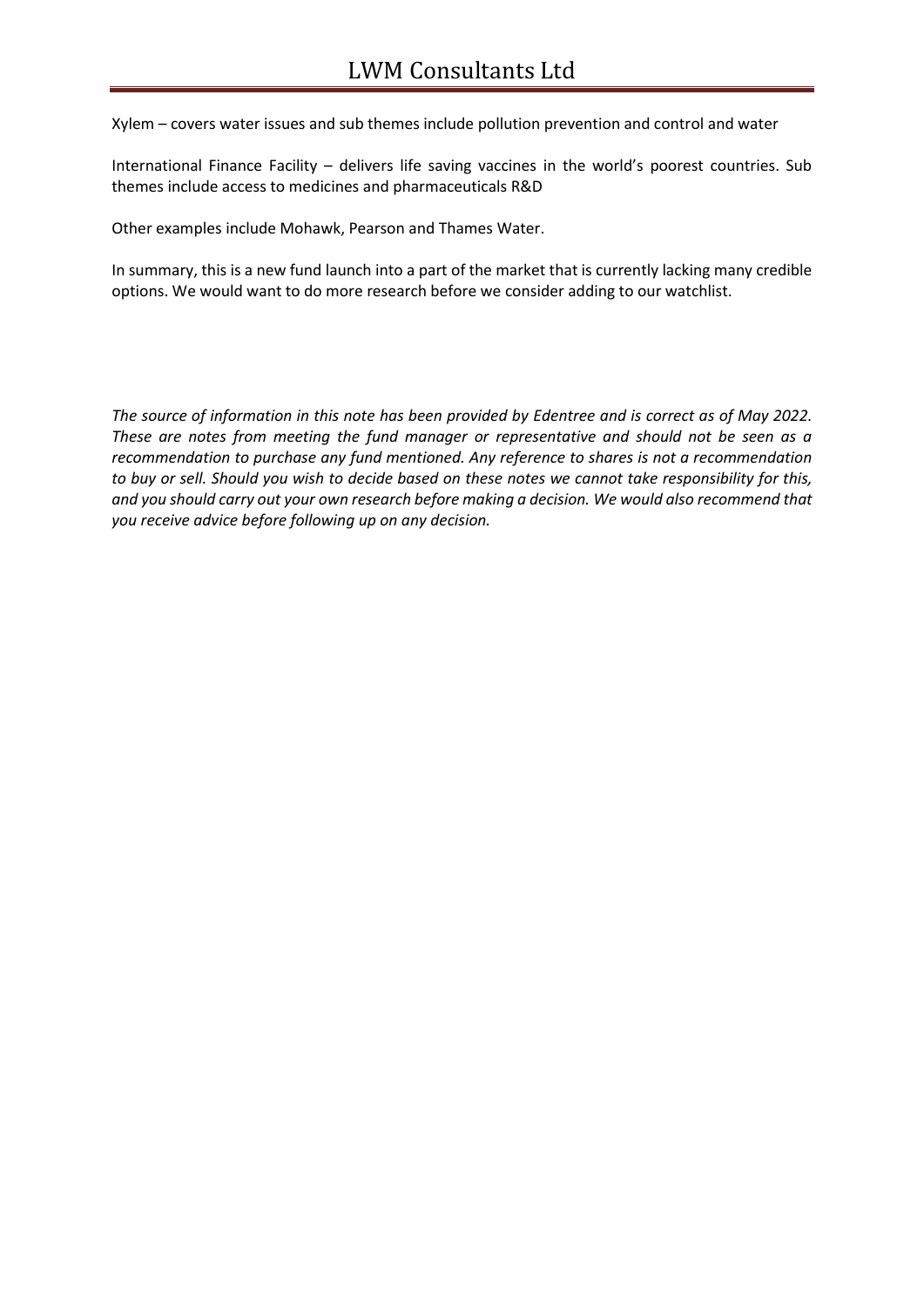Xylem – covers water issues and sub themes include pollution prevention and control and water

International Finance Facility – delivers life saving vaccines in the world's poorest countries. Sub themes include access to medicines and pharmaceuticals R&D

Other examples include Mohawk, Pearson and Thames Water.

In summary, this is a new fund launch into a part of the market that is currently lacking many credible options. We would want to do more research before we consider adding to our watchlist.

*The source of information in this note has been provided by Edentree and is correct as of May 2022. These are notes from meeting the fund manager or representative and should not be seen as a recommendation to purchase any fund mentioned. Any reference to shares is not a recommendation to buy or sell. Should you wish to decide based on these notes we cannot take responsibility for this, and you should carry out your own research before making a decision. We would also recommend that you receive advice before following up on any decision.*